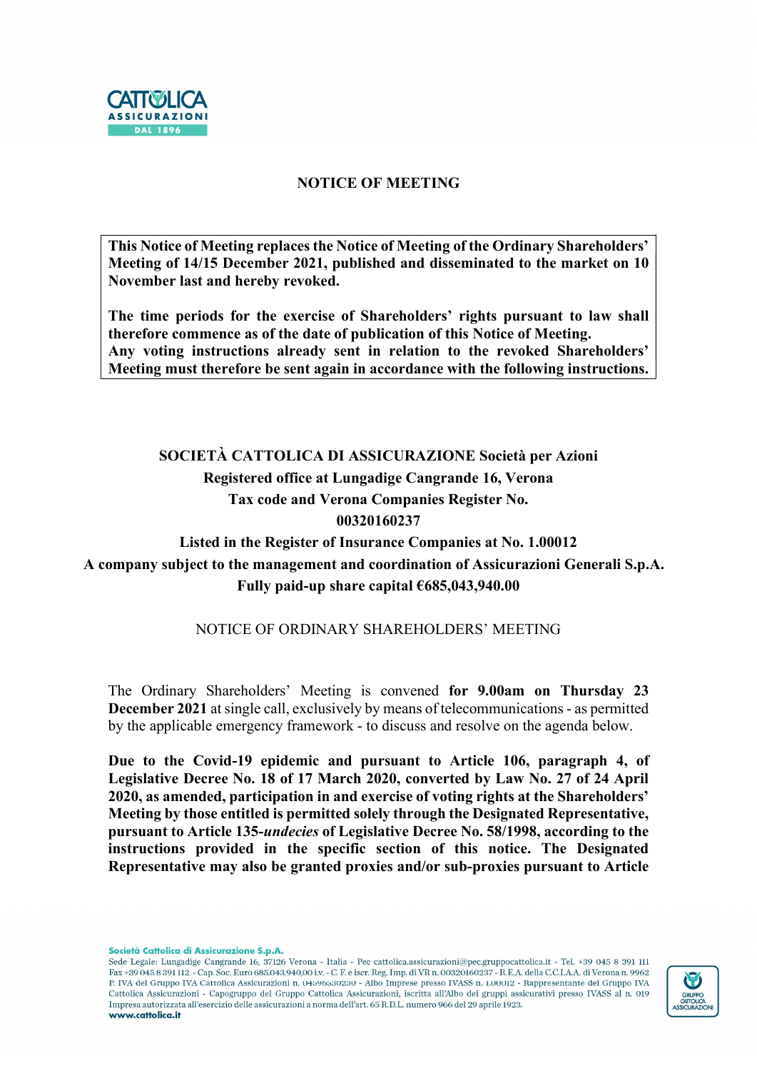## NOTICE OF MEETING

**This Notice of Meeting replaces the Notice of Meeting of the Ordinary Shareholders' Meeting of 14/15 December 2021, published and disseminated to the market on 10 November last and hereby revoked.**

**The time periods for the exercise of Shareholders' rights pursuant to law shall therefore commence as of the date of publication of this Notice of Meeting.**
**Any voting instructions already sent in relation to the revoked Shareholders' Meeting must therefore be sent again in accordance with the following instructions.**

**SOCIETÀ CATTOLICA DI ASSICURAZIONE Società per Azioni**
**Registered office at Lungadige Cangrande 16, Verona**
**Tax code and Verona Companies Register No.**
**00320160237**
**Listed in the Register of Insurance Companies at No. 1.00012**
**A company subject to the management and coordination of Assicurazioni Generali S.p.A.**
**Fully paid-up share capital €685,043,940.00**

NOTICE OF ORDINARY SHAREHOLDERS' MEETING

The Ordinary Shareholders' Meeting is convened **for 9.00am on Thursday 23 December 2021** at single call, exclusively by means of telecommunications - as permitted by the applicable emergency framework - to discuss and resolve on the agenda below.

**Due to the Covid-19 epidemic and pursuant to Article 106, paragraph 4, of Legislative Decree No. 18 of 17 March 2020, converted by Law No. 27 of 24 April 2020, as amended, participation in and exercise of voting rights at the Shareholders' Meeting by those entitled is permitted solely through the Designated Representative, pursuant to Article 135-*undecies* of Legislative Decree No. 58/1998, according to the instructions provided in the specific section of this notice. The Designated Representative may also be granted proxies and/or sub-proxies pursuant to Article**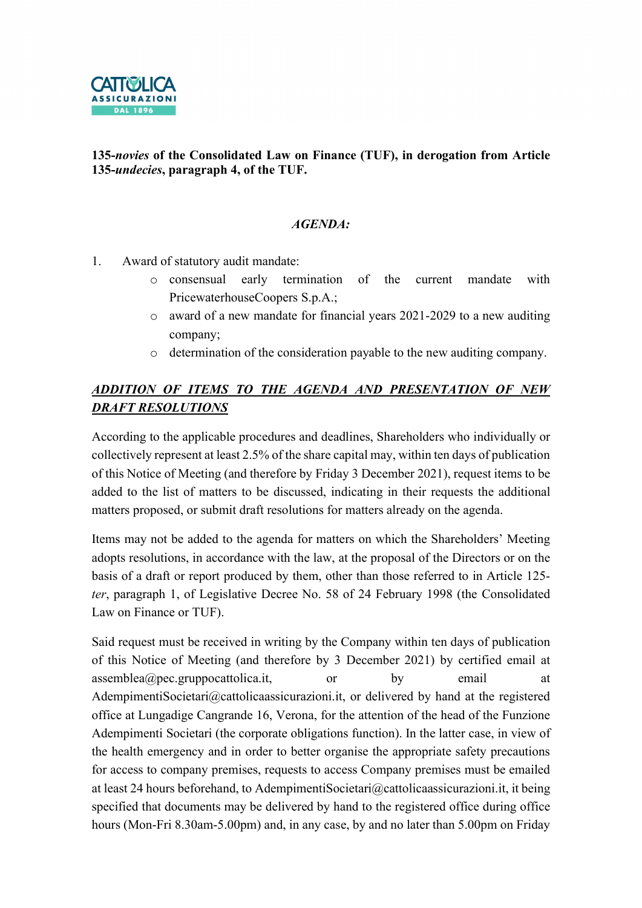**135-*novies* of the Consolidated Law on Finance (TUF), in derogation from Article 135-*undecies*, paragraph 4, of the TUF.**

***AGENDA:***

1. Award of statutory audit mandate:
   - consensual early termination of the current mandate with PricewaterhouseCoopers S.p.A.;
   - award of a new mandate for financial years 2021-2029 to a new auditing company;
   - determination of the consideration payable to the new auditing company.

***ADDITION OF ITEMS TO THE AGENDA AND PRESENTATION OF NEW DRAFT RESOLUTIONS***

According to the applicable procedures and deadlines, Shareholders who individually or collectively represent at least 2.5% of the share capital may, within ten days of publication of this Notice of Meeting (and therefore by Friday 3 December 2021), request items to be added to the list of matters to be discussed, indicating in their requests the additional matters proposed, or submit draft resolutions for matters already on the agenda.

Items may not be added to the agenda for matters on which the Shareholders' Meeting adopts resolutions, in accordance with the law, at the proposal of the Directors or on the basis of a draft or report produced by them, other than those referred to in Article 125-*ter*, paragraph 1, of Legislative Decree No. 58 of 24 February 1998 (the Consolidated Law on Finance or TUF).

Said request must be received in writing by the Company within ten days of publication of this Notice of Meeting (and therefore by 3 December 2021) by certified email at assemblea@pec.gruppocattolica.it, or by email at AdempimentiSocietari@cattolicaassicurazioni.it, or delivered by hand at the registered office at Lungadige Cangrande 16, Verona, for the attention of the head of the Funzione Adempimenti Societari (the corporate obligations function). In the latter case, in view of the health emergency and in order to better organise the appropriate safety precautions for access to company premises, requests to access Company premises must be emailed at least 24 hours beforehand, to AdempimentiSocietari@cattolicaassicurazioni.it, it being specified that documents may be delivered by hand to the registered office during office hours (Mon-Fri 8.30am-5.00pm) and, in any case, by and no later than 5.00pm on Friday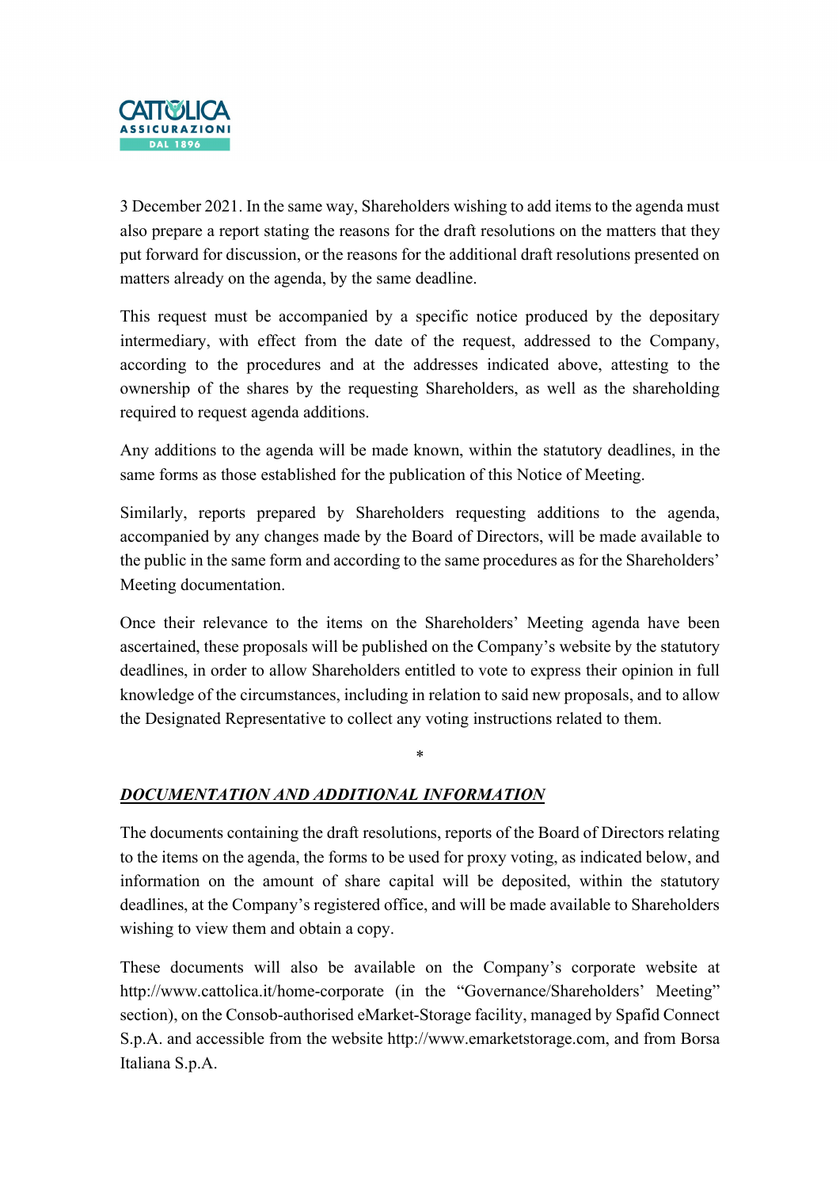3 December 2021. In the same way, Shareholders wishing to add items to the agenda must also prepare a report stating the reasons for the draft resolutions on the matters that they put forward for discussion, or the reasons for the additional draft resolutions presented on matters already on the agenda, by the same deadline.

This request must be accompanied by a specific notice produced by the depositary intermediary, with effect from the date of the request, addressed to the Company, according to the procedures and at the addresses indicated above, attesting to the ownership of the shares by the requesting Shareholders, as well as the shareholding required to request agenda additions.

Any additions to the agenda will be made known, within the statutory deadlines, in the same forms as those established for the publication of this Notice of Meeting.

Similarly, reports prepared by Shareholders requesting additions to the agenda, accompanied by any changes made by the Board of Directors, will be made available to the public in the same form and according to the same procedures as for the Shareholders' Meeting documentation.

Once their relevance to the items on the Shareholders' Meeting agenda have been ascertained, these proposals will be published on the Company's website by the statutory deadlines, in order to allow Shareholders entitled to vote to express their opinion in full knowledge of the circumstances, including in relation to said new proposals, and to allow the Designated Representative to collect any voting instructions related to them.

*

***DOCUMENTATION AND ADDITIONAL INFORMATION***

The documents containing the draft resolutions, reports of the Board of Directors relating to the items on the agenda, the forms to be used for proxy voting, as indicated below, and information on the amount of share capital will be deposited, within the statutory deadlines, at the Company's registered office, and will be made available to Shareholders wishing to view them and obtain a copy.

These documents will also be available on the Company's corporate website at http://www.cattolica.it/home-corporate (in the "Governance/Shareholders' Meeting" section), on the Consob-authorised eMarket-Storage facility, managed by Spafid Connect S.p.A. and accessible from the website http://www.emarketstorage.com, and from Borsa Italiana S.p.A.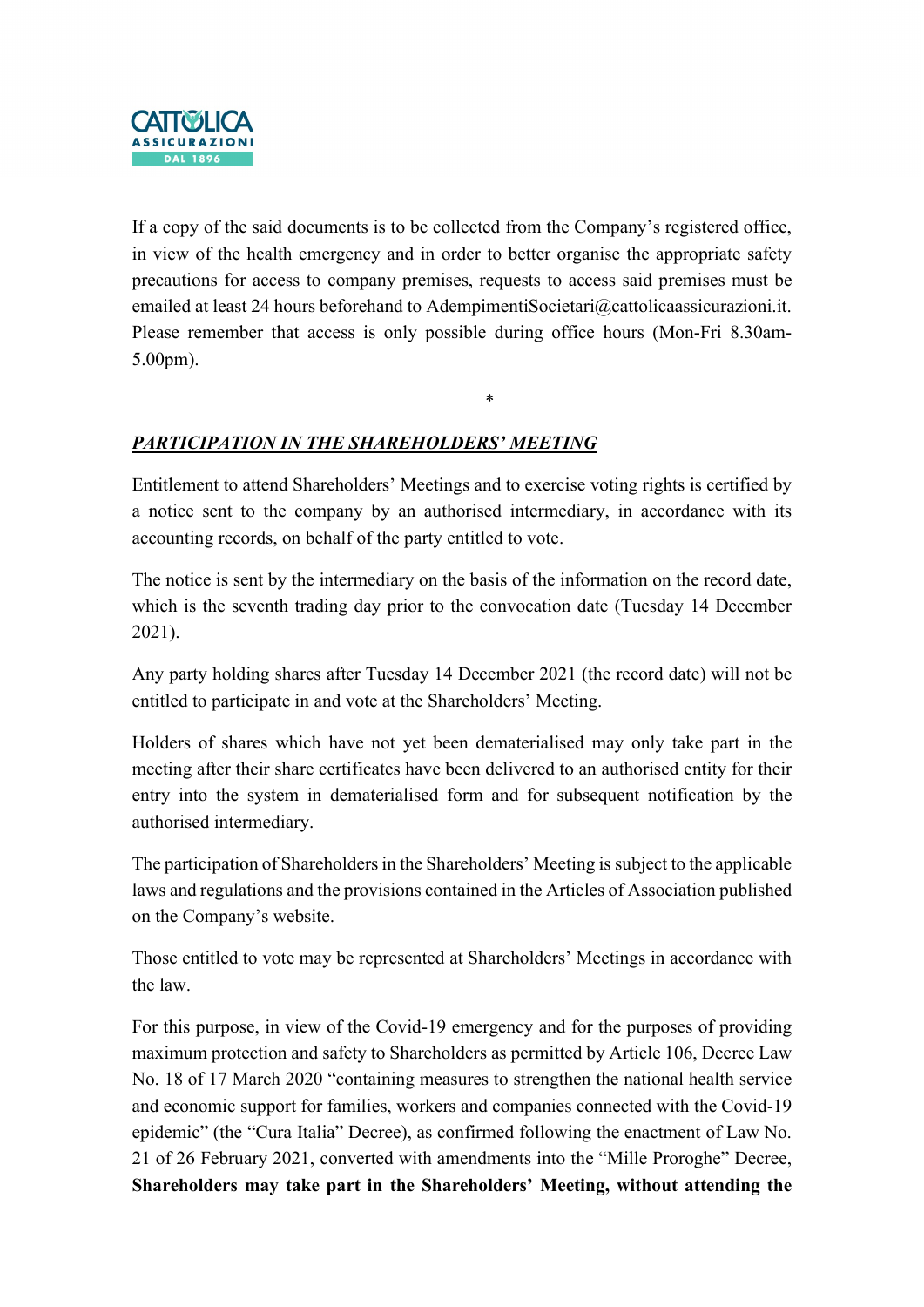If a copy of the said documents is to be collected from the Company's registered office, in view of the health emergency and in order to better organise the appropriate safety precautions for access to company premises, requests to access said premises must be emailed at least 24 hours beforehand to AdempimentiSocietari@cattolicaassicurazioni.it. Please remember that access is only possible during office hours (Mon-Fri 8.30am-5.00pm).

*

***PARTICIPATION IN THE SHAREHOLDERS' MEETING***

Entitlement to attend Shareholders' Meetings and to exercise voting rights is certified by a notice sent to the company by an authorised intermediary, in accordance with its accounting records, on behalf of the party entitled to vote.

The notice is sent by the intermediary on the basis of the information on the record date, which is the seventh trading day prior to the convocation date (Tuesday 14 December 2021).

Any party holding shares after Tuesday 14 December 2021 (the record date) will not be entitled to participate in and vote at the Shareholders' Meeting.

Holders of shares which have not yet been dematerialised may only take part in the meeting after their share certificates have been delivered to an authorised entity for their entry into the system in dematerialised form and for subsequent notification by the authorised intermediary.

The participation of Shareholders in the Shareholders' Meeting is subject to the applicable laws and regulations and the provisions contained in the Articles of Association published on the Company's website.

Those entitled to vote may be represented at Shareholders' Meetings in accordance with the law.

For this purpose, in view of the Covid-19 emergency and for the purposes of providing maximum protection and safety to Shareholders as permitted by Article 106, Decree Law No. 18 of 17 March 2020 "containing measures to strengthen the national health service and economic support for families, workers and companies connected with the Covid-19 epidemic" (the "Cura Italia" Decree), as confirmed following the enactment of Law No. 21 of 26 February 2021, converted with amendments into the "Mille Proroghe" Decree, **Shareholders may take part in the Shareholders' Meeting, without attending the**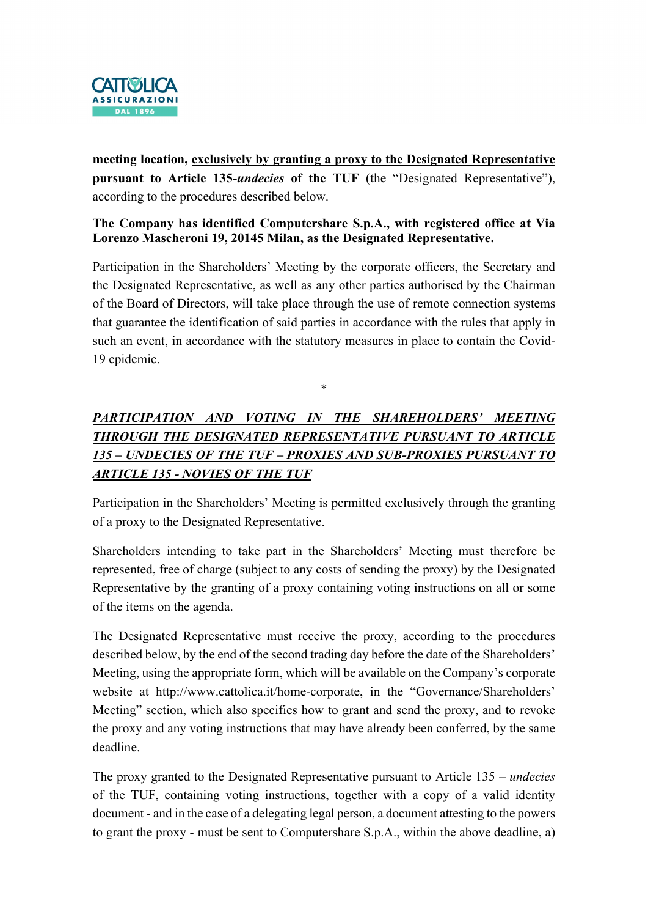**meeting location, <u>exclusively by granting a proxy to the Designated Representative</u> pursuant to Article 135-*undecies* of the TUF** (the "Designated Representative"), according to the procedures described below.

**The Company has identified Computershare S.p.A., with registered office at Via Lorenzo Mascheroni 19, 20145 Milan, as the Designated Representative.**

Participation in the Shareholders' Meeting by the corporate officers, the Secretary and the Designated Representative, as well as any other parties authorised by the Chairman of the Board of Directors, will take place through the use of remote connection systems that guarantee the identification of said parties in accordance with the rules that apply in such an event, in accordance with the statutory measures in place to contain the Covid-19 epidemic.

\*

***<u>PARTICIPATION AND VOTING IN THE SHAREHOLDERS' MEETING THROUGH THE DESIGNATED REPRESENTATIVE PURSUANT TO ARTICLE 135 – UNDECIES OF THE TUF – PROXIES AND SUB-PROXIES PURSUANT TO ARTICLE 135 - NOVIES OF THE TUF</u>***

<u>Participation in the Shareholders' Meeting is permitted exclusively through the granting of a proxy to the Designated Representative.</u>

Shareholders intending to take part in the Shareholders' Meeting must therefore be represented, free of charge (subject to any costs of sending the proxy) by the Designated Representative by the granting of a proxy containing voting instructions on all or some of the items on the agenda.

The Designated Representative must receive the proxy, according to the procedures described below, by the end of the second trading day before the date of the Shareholders' Meeting, using the appropriate form, which will be available on the Company's corporate website at http://www.cattolica.it/home-corporate, in the "Governance/Shareholders' Meeting" section, which also specifies how to grant and send the proxy, and to revoke the proxy and any voting instructions that may have already been conferred, by the same deadline.

The proxy granted to the Designated Representative pursuant to Article 135 – *undecies* of the TUF, containing voting instructions, together with a copy of a valid identity document - and in the case of a delegating legal person, a document attesting to the powers to grant the proxy - must be sent to Computershare S.p.A., within the above deadline, a)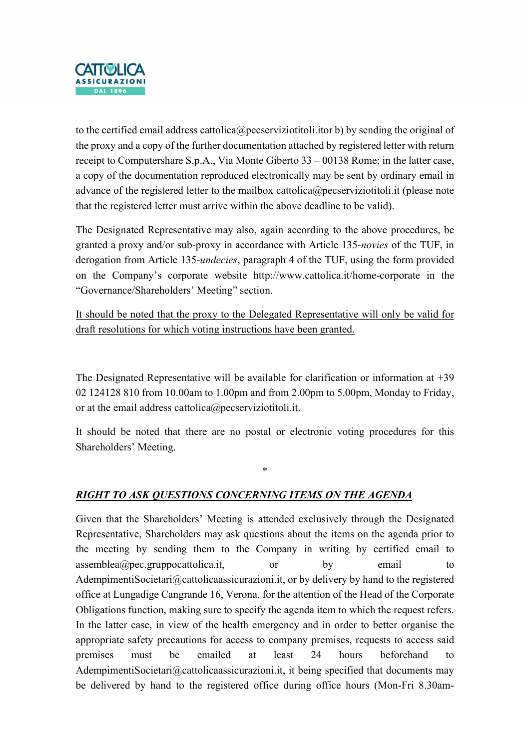to the certified email address cattolica@pecserviziotitoli.itor b) by sending the original of the proxy and a copy of the further documentation attached by registered letter with return receipt to Computershare S.p.A., Via Monte Giberto 33 – 00138 Rome; in the latter case, a copy of the documentation reproduced electronically may be sent by ordinary email in advance of the registered letter to the mailbox cattolica@pecserviziotitoli.it (please note that the registered letter must arrive within the above deadline to be valid).

The Designated Representative may also, again according to the above procedures, be granted a proxy and/or sub-proxy in accordance with Article 135-*novies* of the TUF, in derogation from Article 135-*undecies*, paragraph 4 of the TUF, using the form provided on the Company's corporate website http://www.cattolica.it/home-corporate in the "Governance/Shareholders' Meeting" section.

<u>It should be noted that the proxy to the Delegated Representative will only be valid for draft resolutions for which voting instructions have been granted.</u>

The Designated Representative will be available for clarification or information at +39 02 124128 810 from 10.00am to 1.00pm and from 2.00pm to 5.00pm, Monday to Friday, or at the email address cattolica@pecserviziotitoli.it.

It should be noted that there are no postal or electronic voting procedures for this Shareholders' Meeting.

*

***<u>RIGHT TO ASK QUESTIONS CONCERNING ITEMS ON THE AGENDA</u>***

Given that the Shareholders' Meeting is attended exclusively through the Designated Representative, Shareholders may ask questions about the items on the agenda prior to the meeting by sending them to the Company in writing by certified email to assemblea@pec.gruppocattolica.it, or by email to AdempimentiSocietari@cattolicaassicurazioni.it, or by delivery by hand to the registered office at Lungadige Cangrande 16, Verona, for the attention of the Head of the Corporate Obligations function, making sure to specify the agenda item to which the request refers. In the latter case, in view of the health emergency and in order to better organise the appropriate safety precautions for access to company premises, requests to access said premises must be emailed at least 24 hours beforehand to AdempimentiSocietari@cattolicaassicurazioni.it, it being specified that documents may be delivered by hand to the registered office during office hours (Mon-Fri 8.30am-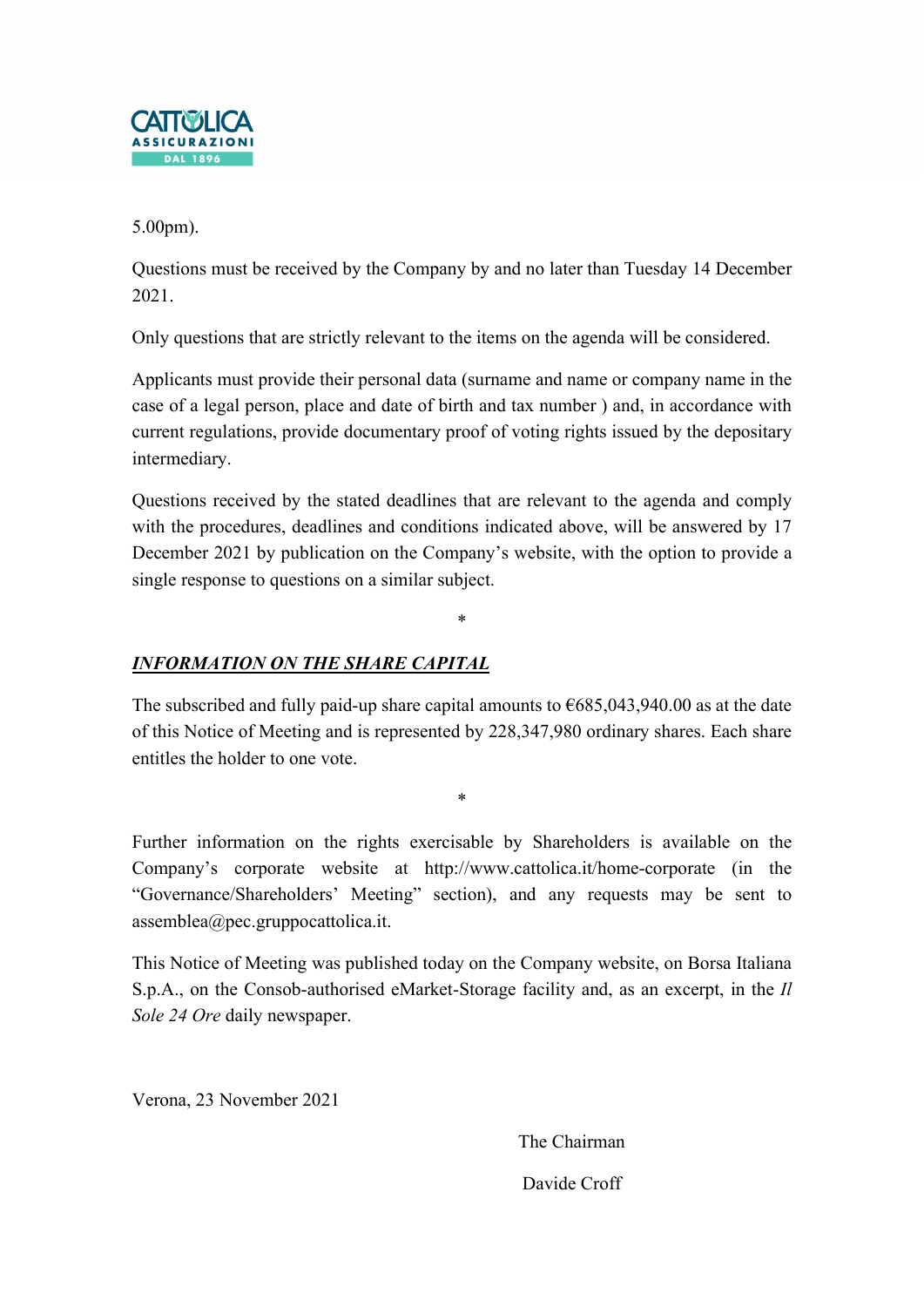5.00pm).

Questions must be received by the Company by and no later than Tuesday 14 December 2021.

Only questions that are strictly relevant to the items on the agenda will be considered.

Applicants must provide their personal data (surname and name or company name in the case of a legal person, place and date of birth and tax number ) and, in accordance with current regulations, provide documentary proof of voting rights issued by the depositary intermediary.

Questions received by the stated deadlines that are relevant to the agenda and comply with the procedures, deadlines and conditions indicated above, will be answered by 17 December 2021 by publication on the Company's website, with the option to provide a single response to questions on a similar subject.

*

***INFORMATION ON THE SHARE CAPITAL***

The subscribed and fully paid-up share capital amounts to €685,043,940.00 as at the date of this Notice of Meeting and is represented by 228,347,980 ordinary shares. Each share entitles the holder to one vote.

*

Further information on the rights exercisable by Shareholders is available on the Company's corporate website at http://www.cattolica.it/home-corporate (in the "Governance/Shareholders' Meeting" section), and any requests may be sent to assemblea@pec.gruppocattolica.it.

This Notice of Meeting was published today on the Company website, on Borsa Italiana S.p.A., on the Consob-authorised eMarket-Storage facility and, as an excerpt, in the *Il Sole 24 Ore* daily newspaper.

Verona, 23 November 2021

The Chairman

Davide Croff